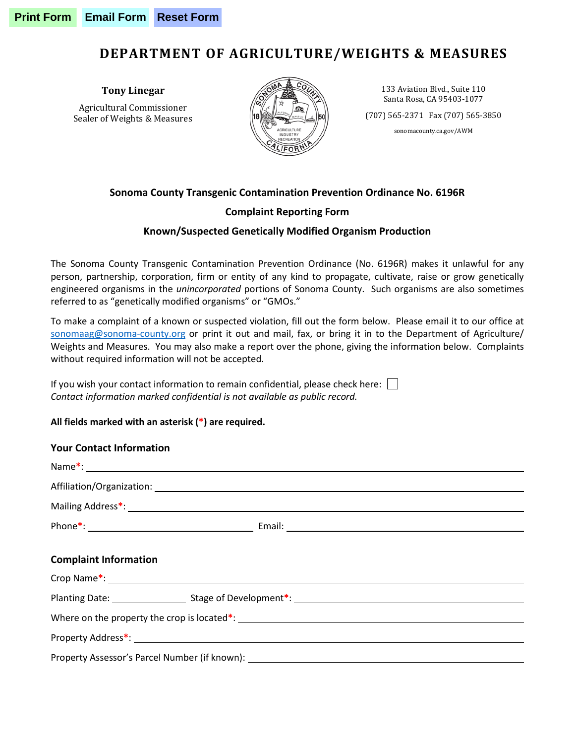Print Form Email Form Reset Form

# DEPARTMENT OF AGRICULTURE/WEIGHTS & MEASURES

**Tony Linegar**
Agricultural Commissioner
Sealer of Weights & Measures

133 Aviation Blvd., Suite 110
Santa Rosa, CA 95403-1077

(707) 565-2371 Fax (707) 565-3850

sonomacounty.ca.gov/AWM

**Sonoma County Transgenic Contamination Prevention Ordinance No. 6196R**

**Complaint Reporting Form**

**Known/Suspected Genetically Modified Organism Production**

The Sonoma County Transgenic Contamination Prevention Ordinance (No. 6196R) makes it unlawful for any person, partnership, corporation, firm or entity of any kind to propagate, cultivate, raise or grow genetically engineered organisms in the *unincorporated* portions of Sonoma County. Such organisms are also sometimes referred to as "genetically modified organisms" or "GMOs."

To make a complaint of a known or suspected violation, fill out the form below. Please email it to our office at sonomaag@sonoma-county.org or print it out and mail, fax, or bring it in to the Department of Agriculture/ Weights and Measures. You may also make a report over the phone, giving the information below. Complaints without required information will not be accepted.

If you wish your contact information to remain confidential, please check here: ☐
*Contact information marked confidential is not available as public record.*

**All fields marked with an asterisk (*) are required.**

### Your Contact Information

Name*: ______________________________

Affiliation/Organization: ______________________________

Mailing Address*: ______________________________

Phone*: ________________ Email: ________________

### Complaint Information

Crop Name*: ______________________________

Planting Date: ________ Stage of Development*: ________________

Where on the property the crop is located*: ______________________________

Property Address*: ______________________________

Property Assessor's Parcel Number (if known): ______________________________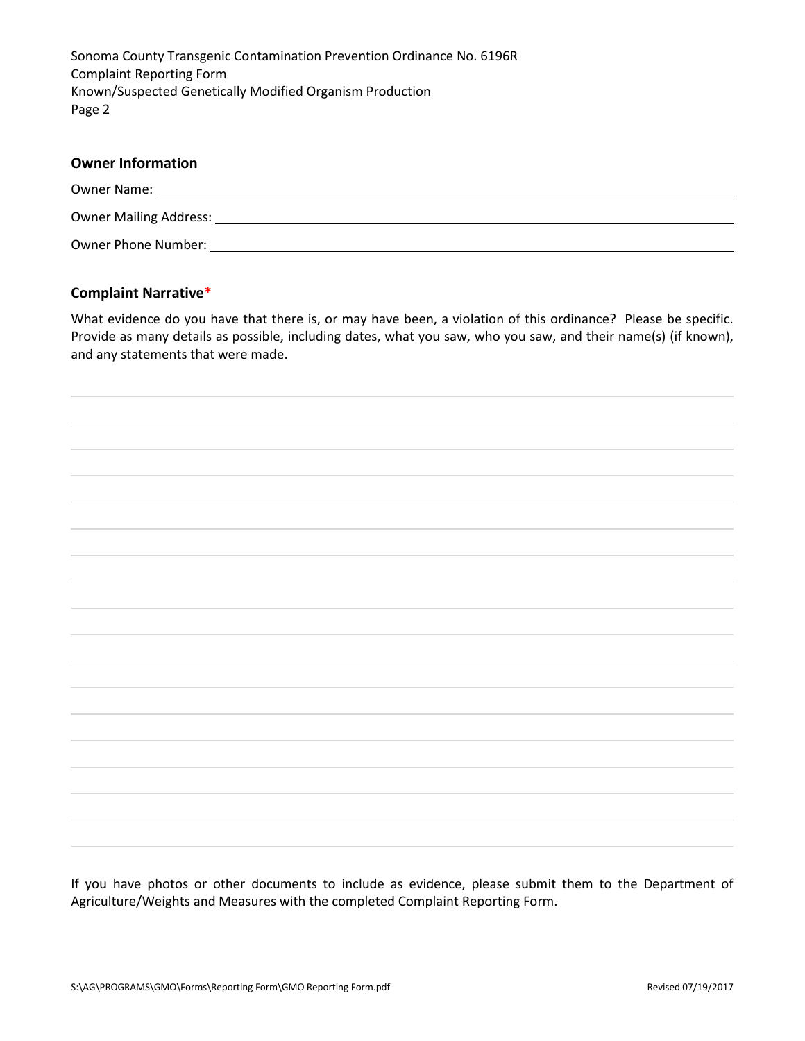## Owner Information

Owner Name: \_\_\_\_\_\_\_\_\_\_\_\_\_\_\_\_\_\_\_\_\_\_\_\_\_\_\_\_\_\_\_\_

Owner Mailing Address: \_\_\_\_\_\_\_\_\_\_\_\_\_\_\_\_\_\_\_\_\_\_\_\_\_\_\_\_\_\_\_\_

Owner Phone Number: \_\_\_\_\_\_\_\_\_\_\_\_\_\_\_\_\_\_\_\_\_\_\_\_\_\_\_\_\_\_\_\_

## Complaint Narrative*

What evidence do you have that there is, or may have been, a violation of this ordinance? Please be specific. Provide as many details as possible, including dates, what you saw, who you saw, and their name(s) (if known), and any statements that were made.

If you have photos or other documents to include as evidence, please submit them to the Department of Agriculture/Weights and Measures with the completed Complaint Reporting Form.